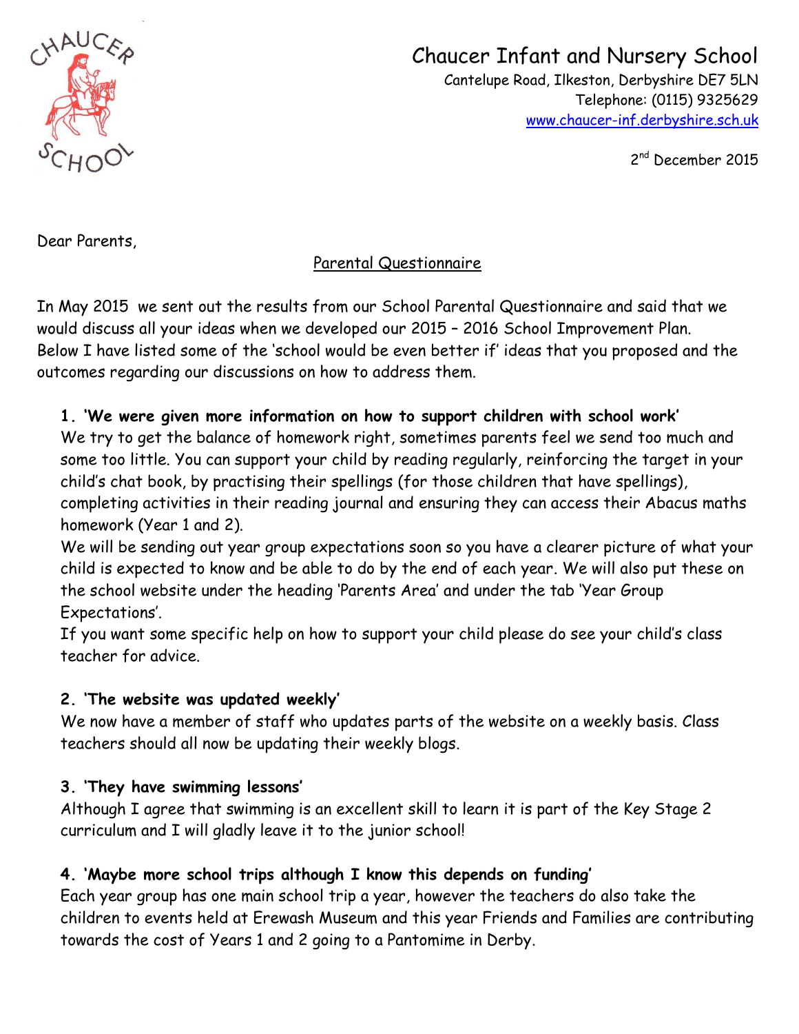# Chaucer Infant and Nursery School

Cantelupe Road, Ilkeston, Derbyshire DE7 5LN
Telephone: (0115) 9325629
www.chaucer-inf.derbyshire.sch.uk

2nd December 2015

Dear Parents,

## Parental Questionnaire

In May 2015 we sent out the results from our School Parental Questionnaire and said that we would discuss all your ideas when we developed our 2015 – 2016 School Improvement Plan. Below I have listed some of the 'school would be even better if' ideas that you proposed and the outcomes regarding our discussions on how to address them.

1. **'We were given more information on how to support children with school work'**
   We try to get the balance of homework right, sometimes parents feel we send too much and some too little. You can support your child by reading regularly, reinforcing the target in your child's chat book, by practising their spellings (for those children that have spellings), completing activities in their reading journal and ensuring they can access their Abacus maths homework (Year 1 and 2).
   We will be sending out year group expectations soon so you have a clearer picture of what your child is expected to know and be able to do by the end of each year. We will also put these on the school website under the heading 'Parents Area' and under the tab 'Year Group Expectations'.
   If you want some specific help on how to support your child please do see your child's class teacher for advice.

2. **'The website was updated weekly'**
   We now have a member of staff who updates parts of the website on a weekly basis. Class teachers should all now be updating their weekly blogs.

3. **'They have swimming lessons'**
   Although I agree that swimming is an excellent skill to learn it is part of the Key Stage 2 curriculum and I will gladly leave it to the junior school!

4. **'Maybe more school trips although I know this depends on funding'**
   Each year group has one main school trip a year, however the teachers do also take the children to events held at Erewash Museum and this year Friends and Families are contributing towards the cost of Years 1 and 2 going to a Pantomime in Derby.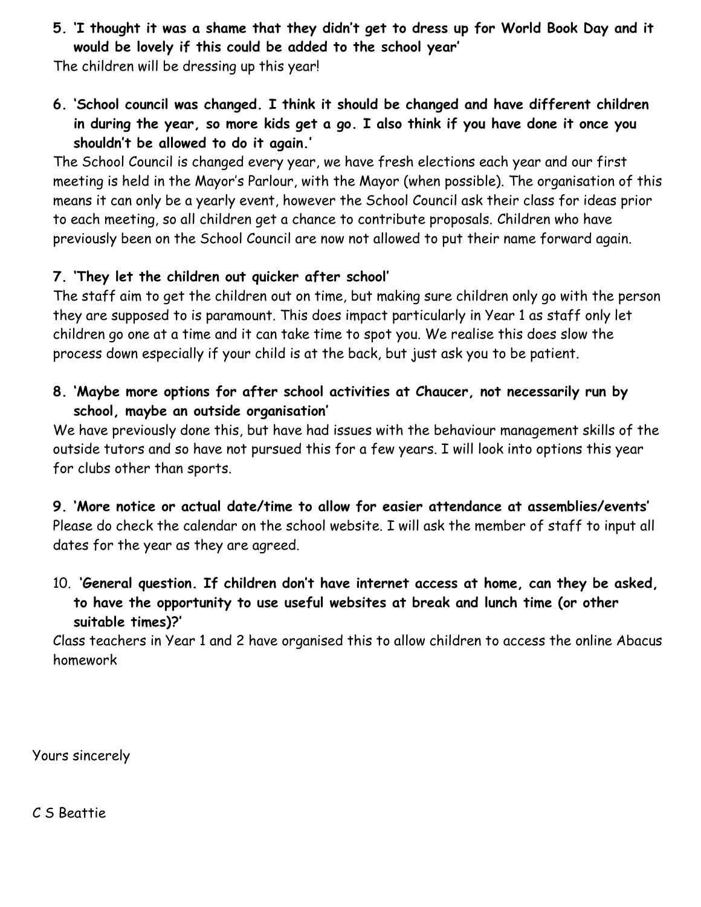5. **'I thought it was a shame that they didn't get to dress up for World Book Day and it would be lovely if this could be added to the school year'**

The children will be dressing up this year!

6. **'School council was changed. I think it should be changed and have different children in during the year, so more kids get a go. I also think if you have done it once you shouldn't be allowed to do it again.'**

The School Council is changed every year, we have fresh elections each year and our first meeting is held in the Mayor's Parlour, with the Mayor (when possible). The organisation of this means it can only be a yearly event, however the School Council ask their class for ideas prior to each meeting, so all children get a chance to contribute proposals. Children who have previously been on the School Council are now not allowed to put their name forward again.

7. **'They let the children out quicker after school'**

The staff aim to get the children out on time, but making sure children only go with the person they are supposed to is paramount. This does impact particularly in Year 1 as staff only let children go one at a time and it can take time to spot you. We realise this does slow the process down especially if your child is at the back, but just ask you to be patient.

8. **'Maybe more options for after school activities at Chaucer, not necessarily run by school, maybe an outside organisation'**

We have previously done this, but have had issues with the behaviour management skills of the outside tutors and so have not pursued this for a few years. I will look into options this year for clubs other than sports.

9. **'More notice or actual date/time to allow for easier attendance at assemblies/events'**

Please do check the calendar on the school website. I will ask the member of staff to input all dates for the year as they are agreed.

10. **'General question. If children don't have internet access at home, can they be asked, to have the opportunity to use useful websites at break and lunch time (or other suitable times)?'**

Class teachers in Year 1 and 2 have organised this to allow children to access the online Abacus homework

Yours sincerely

C S Beattie